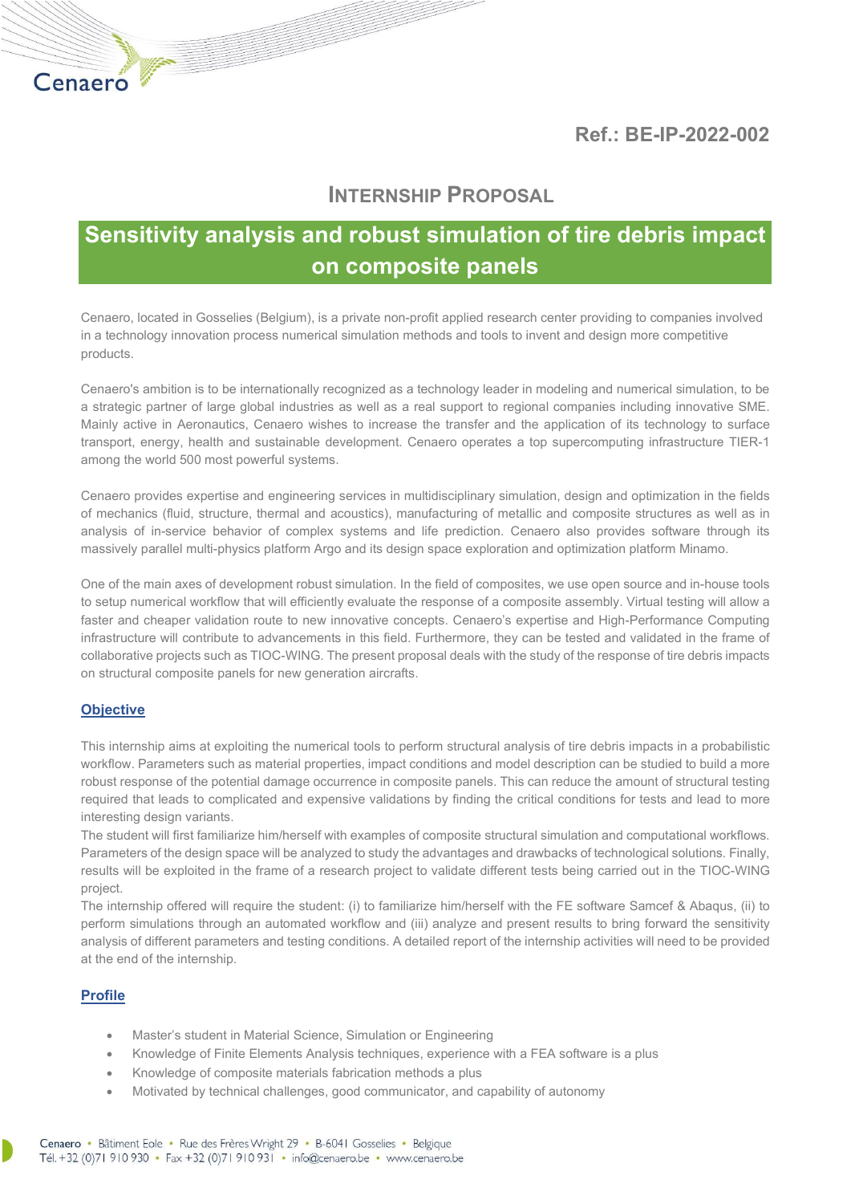**Ref.: BE-IP-2022-002**

## INTERNSHIP PROPOSAL

# Sensitivity analysis and robust simulation of tire debris impact on composite panels

Cenaero, located in Gosselies (Belgium), is a private non-profit applied research center providing to companies involved in a technology innovation process numerical simulation methods and tools to invent and design more competitive products.

Cenaero's ambition is to be internationally recognized as a technology leader in modeling and numerical simulation, to be a strategic partner of large global industries as well as a real support to regional companies including innovative SME. Mainly active in Aeronautics, Cenaero wishes to increase the transfer and the application of its technology to surface transport, energy, health and sustainable development. Cenaero operates a top supercomputing infrastructure TIER-1 among the world 500 most powerful systems.

Cenaero provides expertise and engineering services in multidisciplinary simulation, design and optimization in the fields of mechanics (fluid, structure, thermal and acoustics), manufacturing of metallic and composite structures as well as in analysis of in-service behavior of complex systems and life prediction. Cenaero also provides software through its massively parallel multi-physics platform Argo and its design space exploration and optimization platform Minamo.

One of the main axes of development robust simulation. In the field of composites, we use open source and in-house tools to setup numerical workflow that will efficiently evaluate the response of a composite assembly. Virtual testing will allow a faster and cheaper validation route to new innovative concepts. Cenaero's expertise and High-Performance Computing infrastructure will contribute to advancements in this field. Furthermore, they can be tested and validated in the frame of collaborative projects such as TIOC-WING. The present proposal deals with the study of the response of tire debris impacts on structural composite panels for new generation aircrafts.

### Objective

This internship aims at exploiting the numerical tools to perform structural analysis of tire debris impacts in a probabilistic workflow. Parameters such as material properties, impact conditions and model description can be studied to build a more robust response of the potential damage occurrence in composite panels. This can reduce the amount of structural testing required that leads to complicated and expensive validations by finding the critical conditions for tests and lead to more interesting design variants.

The student will first familiarize him/herself with examples of composite structural simulation and computational workflows. Parameters of the design space will be analyzed to study the advantages and drawbacks of technological solutions. Finally, results will be exploited in the frame of a research project to validate different tests being carried out in the TIOC-WING project.

The internship offered will require the student: (i) to familiarize him/herself with the FE software Samcef & Abaqus, (ii) to perform simulations through an automated workflow and (iii) analyze and present results to bring forward the sensitivity analysis of different parameters and testing conditions. A detailed report of the internship activities will need to be provided at the end of the internship.

### Profile

- Master's student in Material Science, Simulation or Engineering
- Knowledge of Finite Elements Analysis techniques, experience with a FEA software is a plus
- Knowledge of composite materials fabrication methods a plus
- Motivated by technical challenges, good communicator, and capability of autonomy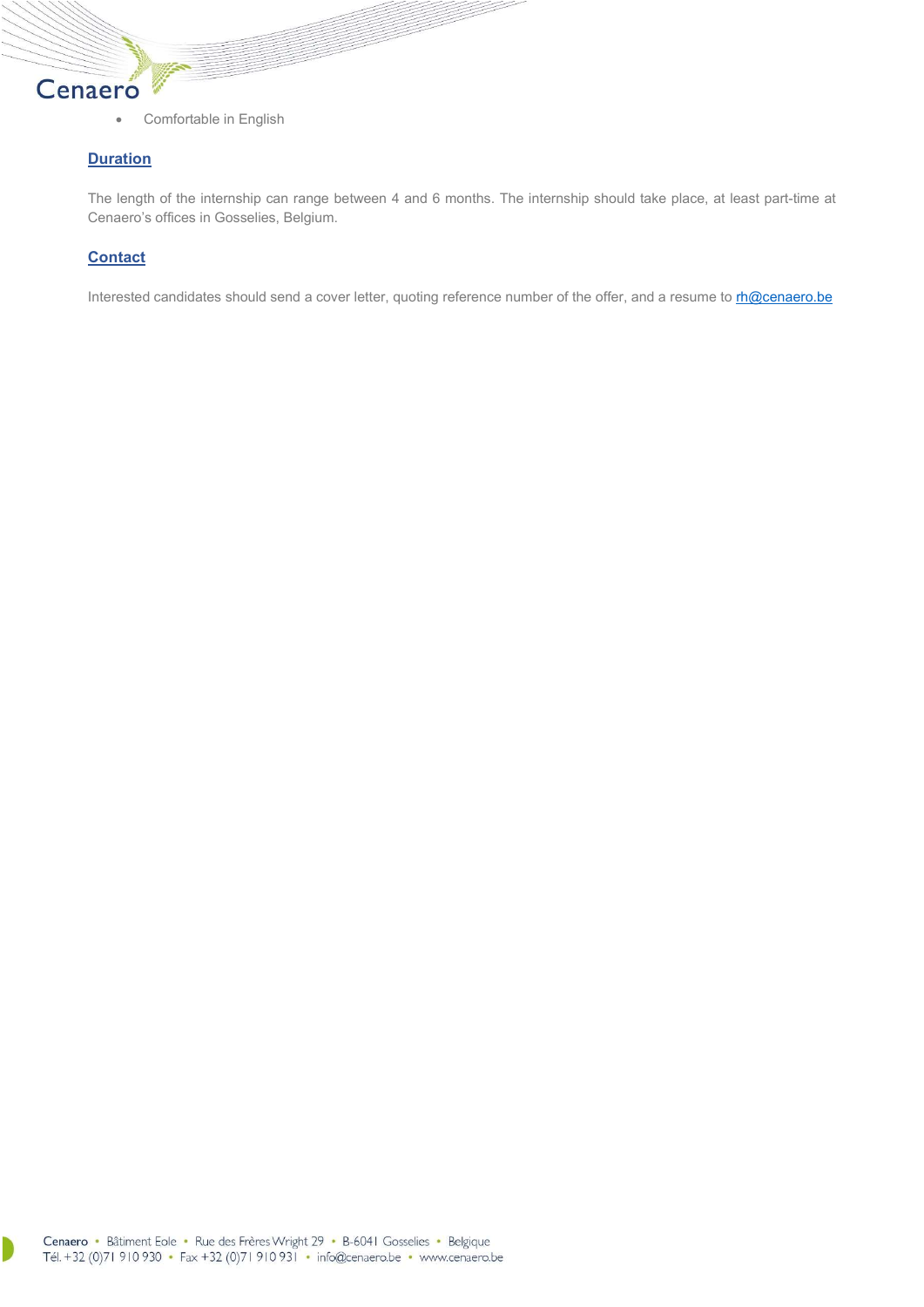- Comfortable in English

## Duration

The length of the internship can range between 4 and 6 months. The internship should take place, at least part-time at Cenaero's offices in Gosselies, Belgium.

## Contact

Interested candidates should send a cover letter, quoting reference number of the offer, and a resume to rh@cenaero.be